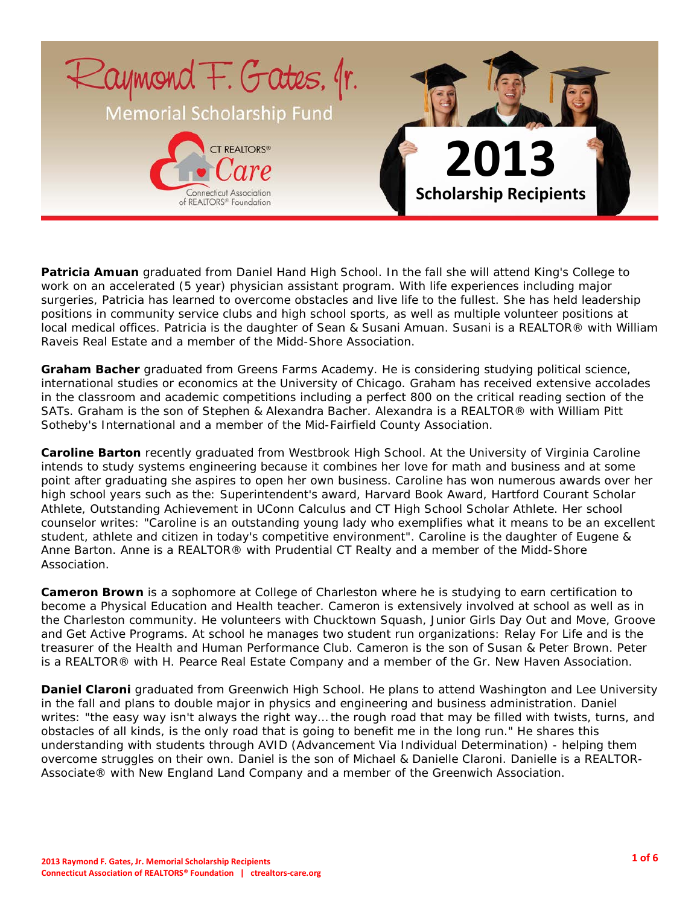# Raymond F. Gates, Jr. Memorial Scholarship Fund

CT REALTORS® Care
Connecticut Association of REALTORS® Foundation

## 2013 Scholarship Recipients

**Patricia Amuan** graduated from Daniel Hand High School. In the fall she will attend King's College to work on an accelerated (5 year) physician assistant program. With life experiences including major surgeries, Patricia has learned to overcome obstacles and live life to the fullest. She has held leadership positions in community service clubs and high school sports, as well as multiple volunteer positions at local medical offices. Patricia is the daughter of Sean & Susani Amuan. Susani is a REALTOR® with William Raveis Real Estate and a member of the Midd-Shore Association.

**Graham Bacher** graduated from Greens Farms Academy. He is considering studying political science, international studies or economics at the University of Chicago. Graham has received extensive accolades in the classroom and academic competitions including a perfect 800 on the critical reading section of the SATs. Graham is the son of Stephen & Alexandra Bacher. Alexandra is a REALTOR® with William Pitt Sotheby's International and a member of the Mid-Fairfield County Association.

**Caroline Barton** recently graduated from Westbrook High School. At the University of Virginia Caroline intends to study systems engineering because it combines her love for math and business and at some point after graduating she aspires to open her own business. Caroline has won numerous awards over her high school years such as the: Superintendent's award, Harvard Book Award, Hartford Courant Scholar Athlete, Outstanding Achievement in UConn Calculus and CT High School Scholar Athlete. Her school counselor writes: "Caroline is an outstanding young lady who exemplifies what it means to be an excellent student, athlete and citizen in today's competitive environment". Caroline is the daughter of Eugene & Anne Barton. Anne is a REALTOR® with Prudential CT Realty and a member of the Midd-Shore Association.

**Cameron Brown** is a sophomore at College of Charleston where he is studying to earn certification to become a Physical Education and Health teacher. Cameron is extensively involved at school as well as in the Charleston community. He volunteers with Chucktown Squash, Junior Girls Day Out and Move, Groove and Get Active Programs. At school he manages two student run organizations: Relay For Life and is the treasurer of the Health and Human Performance Club. Cameron is the son of Susan & Peter Brown. Peter is a REALTOR® with H. Pearce Real Estate Company and a member of the Gr. New Haven Association.

**Daniel Claroni** graduated from Greenwich High School. He plans to attend Washington and Lee University in the fall and plans to double major in physics and engineering and business administration. Daniel writes: "the easy way isn't always the right way… the rough road that may be filled with twists, turns, and obstacles of all kinds, is the only road that is going to benefit me in the long run." He shares this understanding with students through AVID (Advancement Via Individual Determination) - helping them overcome struggles on their own. Daniel is the son of Michael & Danielle Claroni. Danielle is a REALTOR-Associate® with New England Land Company and a member of the Greenwich Association.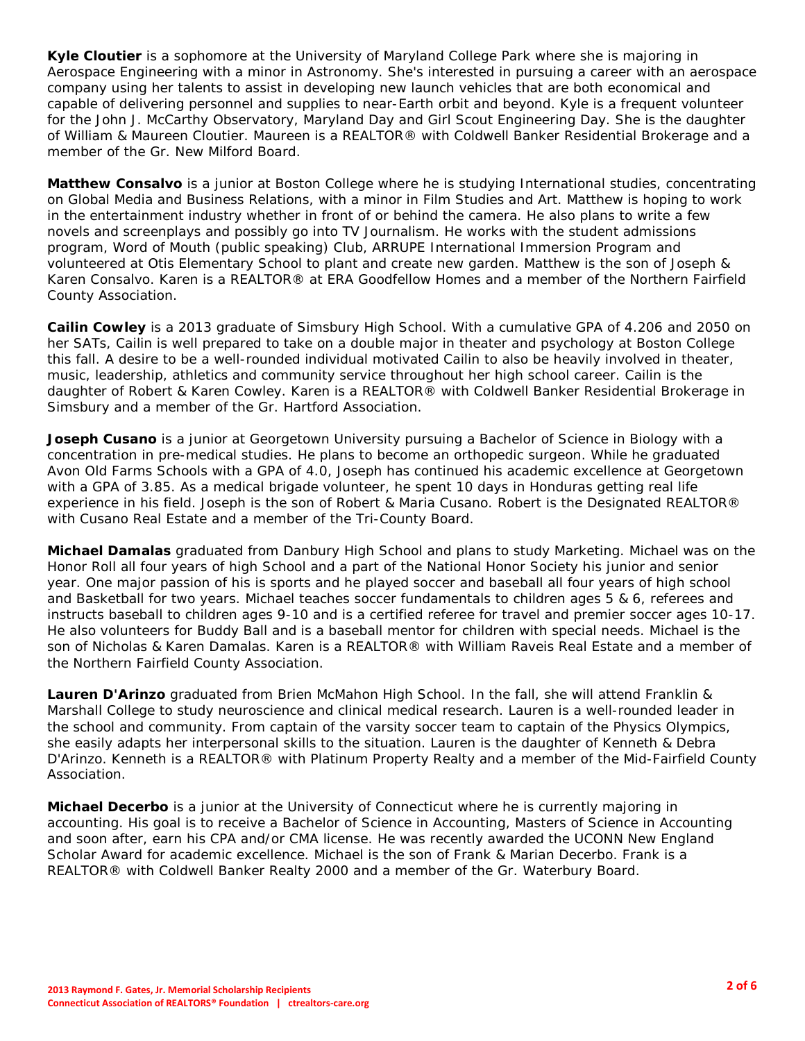**Kyle Cloutier** is a sophomore at the University of Maryland College Park where she is majoring in Aerospace Engineering with a minor in Astronomy. She's interested in pursuing a career with an aerospace company using her talents to assist in developing new launch vehicles that are both economical and capable of delivering personnel and supplies to near-Earth orbit and beyond. Kyle is a frequent volunteer for the John J. McCarthy Observatory, Maryland Day and Girl Scout Engineering Day. She is the daughter of William & Maureen Cloutier. Maureen is a REALTOR® with Coldwell Banker Residential Brokerage and a member of the Gr. New Milford Board.

**Matthew Consalvo** is a junior at Boston College where he is studying International studies, concentrating on Global Media and Business Relations, with a minor in Film Studies and Art. Matthew is hoping to work in the entertainment industry whether in front of or behind the camera. He also plans to write a few novels and screenplays and possibly go into TV Journalism. He works with the student admissions program, Word of Mouth (public speaking) Club, ARRUPE International Immersion Program and volunteered at Otis Elementary School to plant and create new garden. Matthew is the son of Joseph & Karen Consalvo. Karen is a REALTOR® at ERA Goodfellow Homes and a member of the Northern Fairfield County Association.

**Cailin Cowley** is a 2013 graduate of Simsbury High School. With a cumulative GPA of 4.206 and 2050 on her SATs, Cailin is well prepared to take on a double major in theater and psychology at Boston College this fall. A desire to be a well-rounded individual motivated Cailin to also be heavily involved in theater, music, leadership, athletics and community service throughout her high school career. Cailin is the daughter of Robert & Karen Cowley. Karen is a REALTOR® with Coldwell Banker Residential Brokerage in Simsbury and a member of the Gr. Hartford Association.

**Joseph Cusano** is a junior at Georgetown University pursuing a Bachelor of Science in Biology with a concentration in pre-medical studies. He plans to become an orthopedic surgeon. While he graduated Avon Old Farms Schools with a GPA of 4.0, Joseph has continued his academic excellence at Georgetown with a GPA of 3.85. As a medical brigade volunteer, he spent 10 days in Honduras getting real life experience in his field. Joseph is the son of Robert & Maria Cusano. Robert is the Designated REALTOR® with Cusano Real Estate and a member of the Tri-County Board.

**Michael Damalas** graduated from Danbury High School and plans to study Marketing. Michael was on the Honor Roll all four years of high School and a part of the National Honor Society his junior and senior year. One major passion of his is sports and he played soccer and baseball all four years of high school and Basketball for two years. Michael teaches soccer fundamentals to children ages 5 & 6, referees and instructs baseball to children ages 9-10 and is a certified referee for travel and premier soccer ages 10-17. He also volunteers for Buddy Ball and is a baseball mentor for children with special needs. Michael is the son of Nicholas & Karen Damalas. Karen is a REALTOR® with William Raveis Real Estate and a member of the Northern Fairfield County Association.

**Lauren D'Arinzo** graduated from Brien McMahon High School. In the fall, she will attend Franklin & Marshall College to study neuroscience and clinical medical research. Lauren is a well-rounded leader in the school and community. From captain of the varsity soccer team to captain of the Physics Olympics, she easily adapts her interpersonal skills to the situation. Lauren is the daughter of Kenneth & Debra D'Arinzo. Kenneth is a REALTOR® with Platinum Property Realty and a member of the Mid-Fairfield County Association.

**Michael Decerbo** is a junior at the University of Connecticut where he is currently majoring in accounting. His goal is to receive a Bachelor of Science in Accounting, Masters of Science in Accounting and soon after, earn his CPA and/or CMA license. He was recently awarded the UCONN New England Scholar Award for academic excellence. Michael is the son of Frank & Marian Decerbo. Frank is a REALTOR® with Coldwell Banker Realty 2000 and a member of the Gr. Waterbury Board.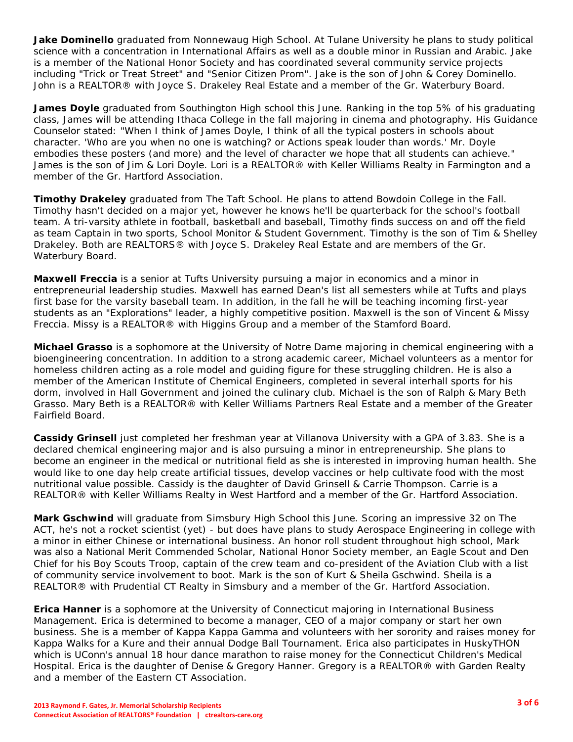**Jake Dominello** graduated from Nonnewaug High School. At Tulane University he plans to study political science with a concentration in International Affairs as well as a double minor in Russian and Arabic. Jake is a member of the National Honor Society and has coordinated several community service projects including "Trick or Treat Street" and "Senior Citizen Prom". Jake is the son of John & Corey Dominello. John is a REALTOR® with Joyce S. Drakeley Real Estate and a member of the Gr. Waterbury Board.

**James Doyle** graduated from Southington High school this June. Ranking in the top 5% of his graduating class, James will be attending Ithaca College in the fall majoring in cinema and photography. His Guidance Counselor stated: "When I think of James Doyle, I think of all the typical posters in schools about character. 'Who are you when no one is watching? or Actions speak louder than words.' Mr. Doyle embodies these posters (and more) and the level of character we hope that all students can achieve." James is the son of Jim & Lori Doyle. Lori is a REALTOR® with Keller Williams Realty in Farmington and a member of the Gr. Hartford Association.

**Timothy Drakeley** graduated from The Taft School. He plans to attend Bowdoin College in the Fall. Timothy hasn't decided on a major yet, however he knows he'll be quarterback for the school's football team. A tri-varsity athlete in football, basketball and baseball, Timothy finds success on and off the field as team Captain in two sports, School Monitor & Student Government. Timothy is the son of Tim & Shelley Drakeley. Both are REALTORS® with Joyce S. Drakeley Real Estate and are members of the Gr. Waterbury Board.

**Maxwell Freccia** is a senior at Tufts University pursuing a major in economics and a minor in entrepreneurial leadership studies. Maxwell has earned Dean's list all semesters while at Tufts and plays first base for the varsity baseball team. In addition, in the fall he will be teaching incoming first-year students as an "Explorations" leader, a highly competitive position. Maxwell is the son of Vincent & Missy Freccia. Missy is a REALTOR® with Higgins Group and a member of the Stamford Board.

**Michael Grasso** is a sophomore at the University of Notre Dame majoring in chemical engineering with a bioengineering concentration. In addition to a strong academic career, Michael volunteers as a mentor for homeless children acting as a role model and guiding figure for these struggling children. He is also a member of the American Institute of Chemical Engineers, completed in several interhall sports for his dorm, involved in Hall Government and joined the culinary club. Michael is the son of Ralph & Mary Beth Grasso. Mary Beth is a REALTOR® with Keller Williams Partners Real Estate and a member of the Greater Fairfield Board.

**Cassidy Grinsell** just completed her freshman year at Villanova University with a GPA of 3.83. She is a declared chemical engineering major and is also pursuing a minor in entrepreneurship. She plans to become an engineer in the medical or nutritional field as she is interested in improving human health. She would like to one day help create artificial tissues, develop vaccines or help cultivate food with the most nutritional value possible. Cassidy is the daughter of David Grinsell & Carrie Thompson. Carrie is a REALTOR® with Keller Williams Realty in West Hartford and a member of the Gr. Hartford Association.

**Mark Gschwind** will graduate from Simsbury High School this June. Scoring an impressive 32 on The ACT, he's not a rocket scientist (yet) - but does have plans to study Aerospace Engineering in college with a minor in either Chinese or international business. An honor roll student throughout high school, Mark was also a National Merit Commended Scholar, National Honor Society member, an Eagle Scout and Den Chief for his Boy Scouts Troop, captain of the crew team and co-president of the Aviation Club with a list of community service involvement to boot. Mark is the son of Kurt & Sheila Gschwind. Sheila is a REALTOR® with Prudential CT Realty in Simsbury and a member of the Gr. Hartford Association.

**Erica Hanner** is a sophomore at the University of Connecticut majoring in International Business Management. Erica is determined to become a manager, CEO of a major company or start her own business. She is a member of Kappa Kappa Gamma and volunteers with her sorority and raises money for Kappa Walks for a Kure and their annual Dodge Ball Tournament. Erica also participates in HuskyTHON which is UConn's annual 18 hour dance marathon to raise money for the Connecticut Children's Medical Hospital. Erica is the daughter of Denise & Gregory Hanner. Gregory is a REALTOR® with Garden Realty and a member of the Eastern CT Association.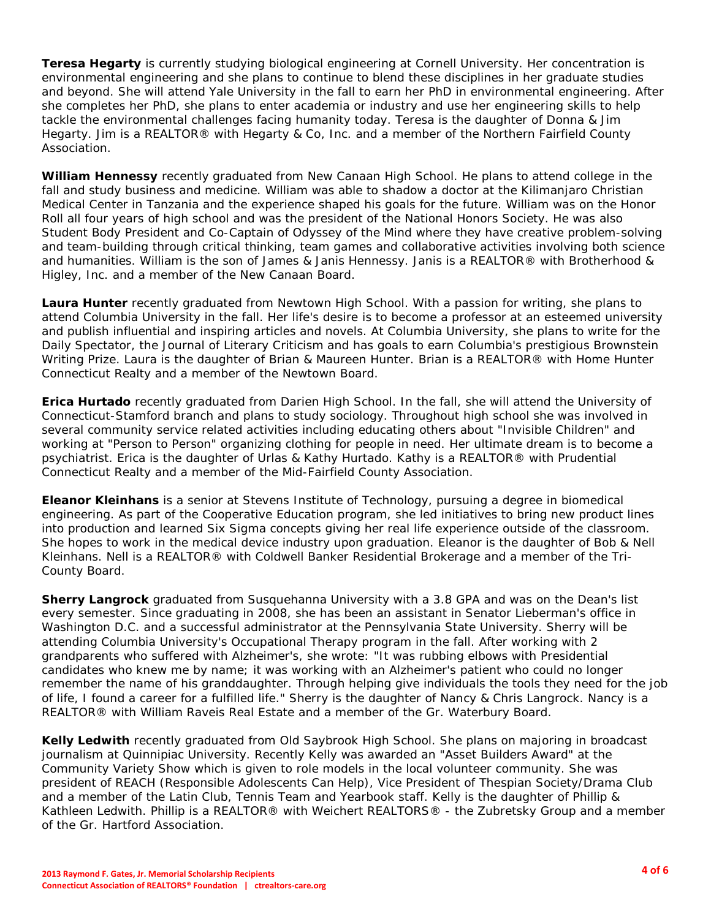**Teresa Hegarty** is currently studying biological engineering at Cornell University. Her concentration is environmental engineering and she plans to continue to blend these disciplines in her graduate studies and beyond. She will attend Yale University in the fall to earn her PhD in environmental engineering. After she completes her PhD, she plans to enter academia or industry and use her engineering skills to help tackle the environmental challenges facing humanity today. Teresa is the daughter of Donna & Jim Hegarty. Jim is a REALTOR® with Hegarty & Co, Inc. and a member of the Northern Fairfield County Association.

**William Hennessy** recently graduated from New Canaan High School. He plans to attend college in the fall and study business and medicine. William was able to shadow a doctor at the Kilimanjaro Christian Medical Center in Tanzania and the experience shaped his goals for the future. William was on the Honor Roll all four years of high school and was the president of the National Honors Society. He was also Student Body President and Co-Captain of Odyssey of the Mind where they have creative problem-solving and team-building through critical thinking, team games and collaborative activities involving both science and humanities. William is the son of James & Janis Hennessy. Janis is a REALTOR® with Brotherhood & Higley, Inc. and a member of the New Canaan Board.

**Laura Hunter** recently graduated from Newtown High School. With a passion for writing, she plans to attend Columbia University in the fall. Her life's desire is to become a professor at an esteemed university and publish influential and inspiring articles and novels. At Columbia University, she plans to write for the Daily Spectator, the Journal of Literary Criticism and has goals to earn Columbia's prestigious Brownstein Writing Prize. Laura is the daughter of Brian & Maureen Hunter. Brian is a REALTOR® with Home Hunter Connecticut Realty and a member of the Newtown Board.

**Erica Hurtado** recently graduated from Darien High School. In the fall, she will attend the University of Connecticut-Stamford branch and plans to study sociology. Throughout high school she was involved in several community service related activities including educating others about "Invisible Children" and working at "Person to Person" organizing clothing for people in need. Her ultimate dream is to become a psychiatrist. Erica is the daughter of Urlas & Kathy Hurtado. Kathy is a REALTOR® with Prudential Connecticut Realty and a member of the Mid-Fairfield County Association.

**Eleanor Kleinhans** is a senior at Stevens Institute of Technology, pursuing a degree in biomedical engineering. As part of the Cooperative Education program, she led initiatives to bring new product lines into production and learned Six Sigma concepts giving her real life experience outside of the classroom. She hopes to work in the medical device industry upon graduation. Eleanor is the daughter of Bob & Nell Kleinhans. Nell is a REALTOR® with Coldwell Banker Residential Brokerage and a member of the Tri-County Board.

**Sherry Langrock** graduated from Susquehanna University with a 3.8 GPA and was on the Dean's list every semester. Since graduating in 2008, she has been an assistant in Senator Lieberman's office in Washington D.C. and a successful administrator at the Pennsylvania State University. Sherry will be attending Columbia University's Occupational Therapy program in the fall. After working with 2 grandparents who suffered with Alzheimer's, she wrote: "It was rubbing elbows with Presidential candidates who knew me by name; it was working with an Alzheimer's patient who could no longer remember the name of his granddaughter. Through helping give individuals the tools they need for the job of life, I found a career for a fulfilled life." Sherry is the daughter of Nancy & Chris Langrock. Nancy is a REALTOR® with William Raveis Real Estate and a member of the Gr. Waterbury Board.

**Kelly Ledwith** recently graduated from Old Saybrook High School. She plans on majoring in broadcast journalism at Quinnipiac University. Recently Kelly was awarded an "Asset Builders Award" at the Community Variety Show which is given to role models in the local volunteer community. She was president of REACH (Responsible Adolescents Can Help), Vice President of Thespian Society/Drama Club and a member of the Latin Club, Tennis Team and Yearbook staff. Kelly is the daughter of Phillip & Kathleen Ledwith. Phillip is a REALTOR® with Weichert REALTORS® - the Zubretsky Group and a member of the Gr. Hartford Association.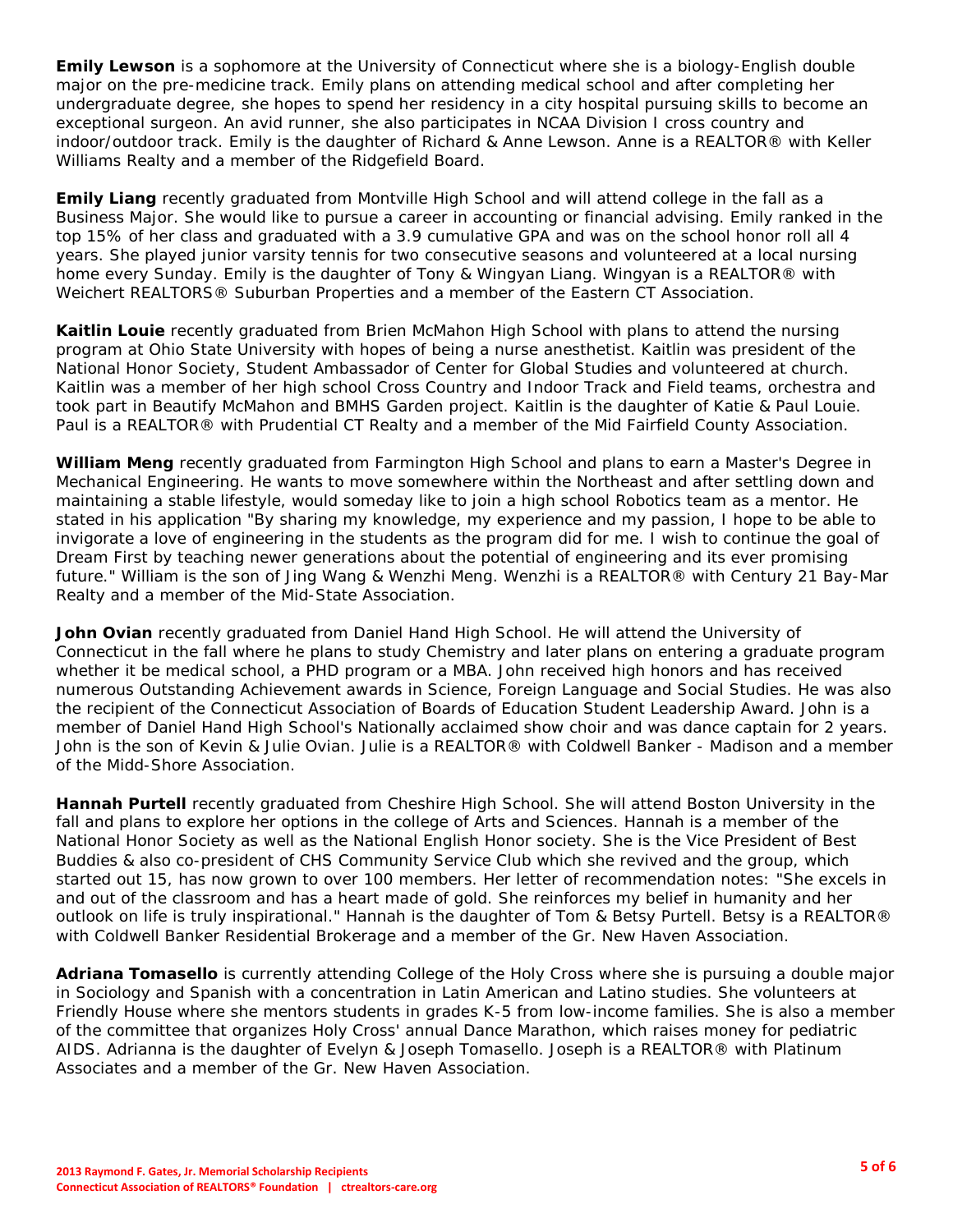**Emily Lewson** is a sophomore at the University of Connecticut where she is a biology-English double major on the pre-medicine track. Emily plans on attending medical school and after completing her undergraduate degree, she hopes to spend her residency in a city hospital pursuing skills to become an exceptional surgeon. An avid runner, she also participates in NCAA Division I cross country and indoor/outdoor track. Emily is the daughter of Richard & Anne Lewson. Anne is a REALTOR® with Keller Williams Realty and a member of the Ridgefield Board.

**Emily Liang** recently graduated from Montville High School and will attend college in the fall as a Business Major. She would like to pursue a career in accounting or financial advising. Emily ranked in the top 15% of her class and graduated with a 3.9 cumulative GPA and was on the school honor roll all 4 years. She played junior varsity tennis for two consecutive seasons and volunteered at a local nursing home every Sunday. Emily is the daughter of Tony & Wingyan Liang. Wingyan is a REALTOR® with Weichert REALTORS® Suburban Properties and a member of the Eastern CT Association.

**Kaitlin Louie** recently graduated from Brien McMahon High School with plans to attend the nursing program at Ohio State University with hopes of being a nurse anesthetist. Kaitlin was president of the National Honor Society, Student Ambassador of Center for Global Studies and volunteered at church. Kaitlin was a member of her high school Cross Country and Indoor Track and Field teams, orchestra and took part in Beautify McMahon and BMHS Garden project. Kaitlin is the daughter of Katie & Paul Louie. Paul is a REALTOR® with Prudential CT Realty and a member of the Mid Fairfield County Association.

**William Meng** recently graduated from Farmington High School and plans to earn a Master's Degree in Mechanical Engineering. He wants to move somewhere within the Northeast and after settling down and maintaining a stable lifestyle, would someday like to join a high school Robotics team as a mentor. He stated in his application "By sharing my knowledge, my experience and my passion, I hope to be able to invigorate a love of engineering in the students as the program did for me. I wish to continue the goal of Dream First by teaching newer generations about the potential of engineering and its ever promising future." William is the son of Jing Wang & Wenzhi Meng. Wenzhi is a REALTOR® with Century 21 Bay-Mar Realty and a member of the Mid-State Association.

**John Ovian** recently graduated from Daniel Hand High School. He will attend the University of Connecticut in the fall where he plans to study Chemistry and later plans on entering a graduate program whether it be medical school, a PHD program or a MBA. John received high honors and has received numerous Outstanding Achievement awards in Science, Foreign Language and Social Studies. He was also the recipient of the Connecticut Association of Boards of Education Student Leadership Award. John is a member of Daniel Hand High School's Nationally acclaimed show choir and was dance captain for 2 years. John is the son of Kevin & Julie Ovian. Julie is a REALTOR® with Coldwell Banker - Madison and a member of the Midd-Shore Association.

**Hannah Purtell** recently graduated from Cheshire High School. She will attend Boston University in the fall and plans to explore her options in the college of Arts and Sciences. Hannah is a member of the National Honor Society as well as the National English Honor society. She is the Vice President of Best Buddies & also co-president of CHS Community Service Club which she revived and the group, which started out 15, has now grown to over 100 members. Her letter of recommendation notes: "She excels in and out of the classroom and has a heart made of gold. She reinforces my belief in humanity and her outlook on life is truly inspirational." Hannah is the daughter of Tom & Betsy Purtell. Betsy is a REALTOR® with Coldwell Banker Residential Brokerage and a member of the Gr. New Haven Association.

**Adriana Tomasello** is currently attending College of the Holy Cross where she is pursuing a double major in Sociology and Spanish with a concentration in Latin American and Latino studies. She volunteers at Friendly House where she mentors students in grades K-5 from low-income families. She is also a member of the committee that organizes Holy Cross' annual Dance Marathon, which raises money for pediatric AIDS. Adrianna is the daughter of Evelyn & Joseph Tomasello. Joseph is a REALTOR® with Platinum Associates and a member of the Gr. New Haven Association.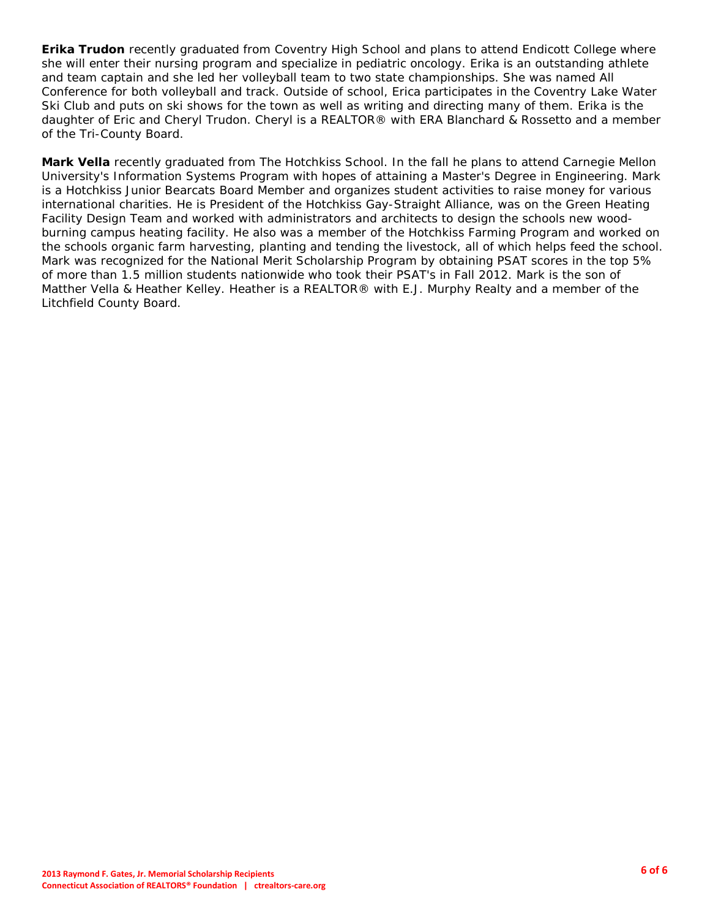**Erika Trudon** recently graduated from Coventry High School and plans to attend Endicott College where she will enter their nursing program and specialize in pediatric oncology. Erika is an outstanding athlete and team captain and she led her volleyball team to two state championships. She was named All Conference for both volleyball and track. Outside of school, Erica participates in the Coventry Lake Water Ski Club and puts on ski shows for the town as well as writing and directing many of them. Erika is the daughter of Eric and Cheryl Trudon. Cheryl is a REALTOR® with ERA Blanchard & Rossetto and a member of the Tri-County Board.

**Mark Vella** recently graduated from The Hotchkiss School. In the fall he plans to attend Carnegie Mellon University's Information Systems Program with hopes of attaining a Master's Degree in Engineering. Mark is a Hotchkiss Junior Bearcats Board Member and organizes student activities to raise money for various international charities. He is President of the Hotchkiss Gay-Straight Alliance, was on the Green Heating Facility Design Team and worked with administrators and architects to design the schools new wood-burning campus heating facility. He also was a member of the Hotchkiss Farming Program and worked on the schools organic farm harvesting, planting and tending the livestock, all of which helps feed the school. Mark was recognized for the National Merit Scholarship Program by obtaining PSAT scores in the top 5% of more than 1.5 million students nationwide who took their PSAT's in Fall 2012. Mark is the son of Matther Vella & Heather Kelley. Heather is a REALTOR® with E.J. Murphy Realty and a member of the Litchfield County Board.